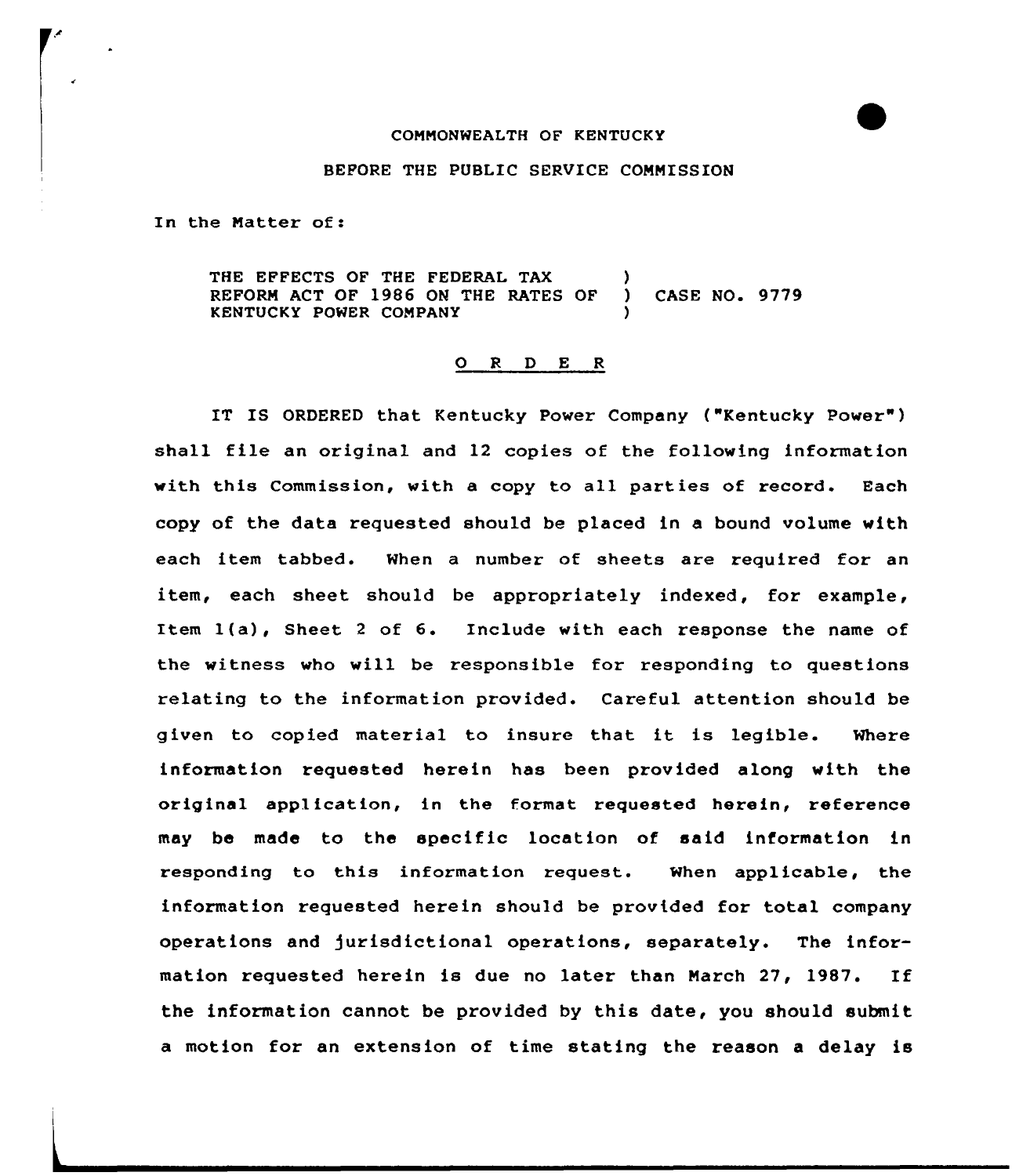COMMONWEALTH OF KENTUCKY

BEFORE THE PUBLIC SERVICE COMMISSION

In the Matter of:

| | | |
|---|---|---|
| THE EFFECTS OF THE FEDERAL TAX REFORM ACT OF 1986 ON THE RATES OF KENTUCKY POWER COMPANY | ) | CASE NO. 9779 |

## O R D E R

IT IS ORDERED that Kentucky Power Company ("Kentucky Power") shall file an original and 12 copies of the following information with this Commission, with a copy to all parties of record. Each copy of the data requested should be placed in a bound volume with each item tabbed. When a number of sheets are required for an item, each sheet should be appropriately indexed, for example, Item 1(a), Sheet 2 of 6. Include with each response the name of the witness who will be responsible for responding to questions relating to the information provided. Careful attention should be given to copied material to insure that it is legible. Where information requested herein has been provided along with the original application, in the format requested herein, reference may be made to the specific location of said information in responding to this information request. When applicable, the information requested herein should be provided for total company operations and jurisdictional operations, separately. The information requested herein is due no later than March 27, 1987. If the information cannot be provided by this date, you should submit a motion for an extension of time stating the reason a delay is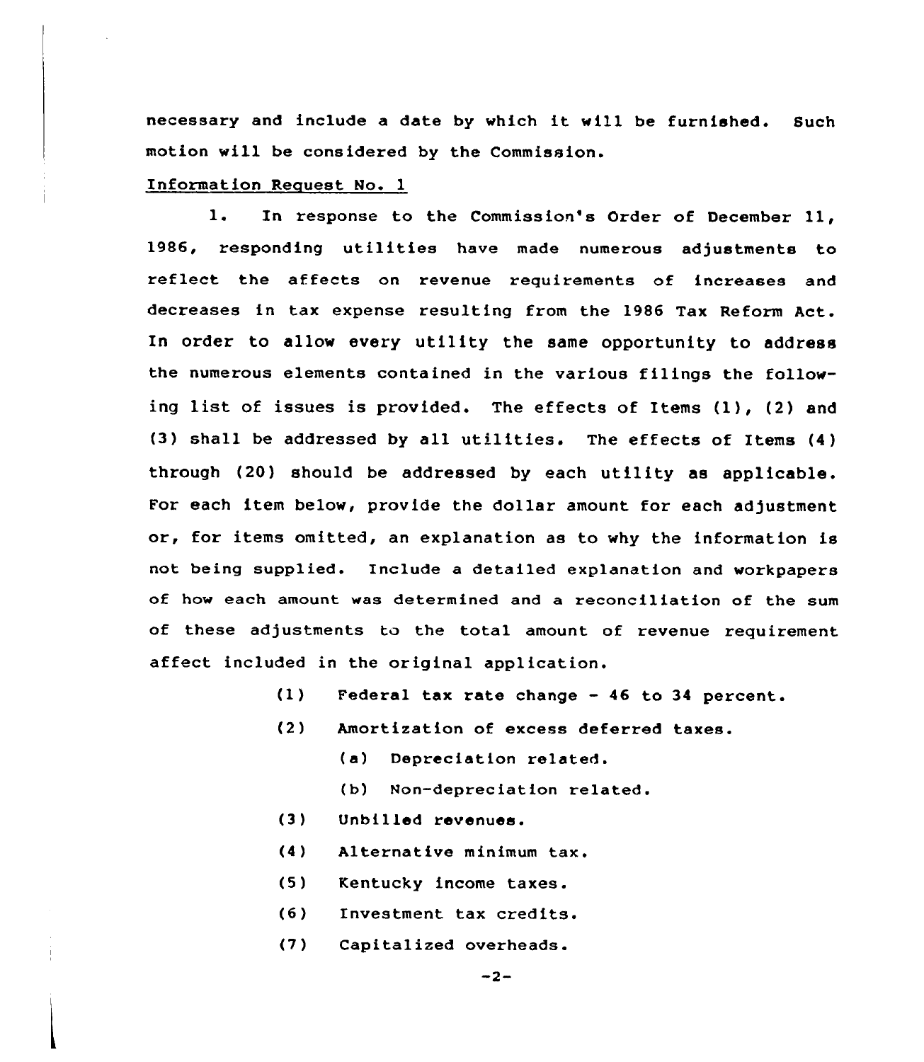necessary and include a date by which it will be furnished. Such motion will be considered by the Commission.

Information Request No. 1

1. In response to the Commission's Order of December 11, 1986, responding utilities have made numerous adjustments to reflect the affects on revenue requirements of increases and decreases in tax expense resulting from the 1986 Tax Reform Act. In order to allow every utility the same opportunity to address the numerous elements contained in the various filings the following list of issues is provided. The effects of Items (1), (2) and (3) shall be addressed by all utilities. The effects of Items (4) through (20) should be addressed by each utility as applicable. For each item below, provide the dollar amount for each adjustment or, for items omitted, an explanation as to why the information is not being supplied. Include a detailed explanation and workpapers of how each amount was determined and a reconciliation of the sum of these adjustments to the total amount of revenue requirement affect included in the original application.

(1) Federal tax rate change - 46 to 34 percent.

(2) Amortization of excess deferred taxes.

(a) Depreciation related.

(b) Non-depreciation related.

(3) Unbilled revenues.

(4) Alternative minimum tax.

(5) Kentucky income taxes.

(6) Investment tax credits.

(7) Capitalized overheads.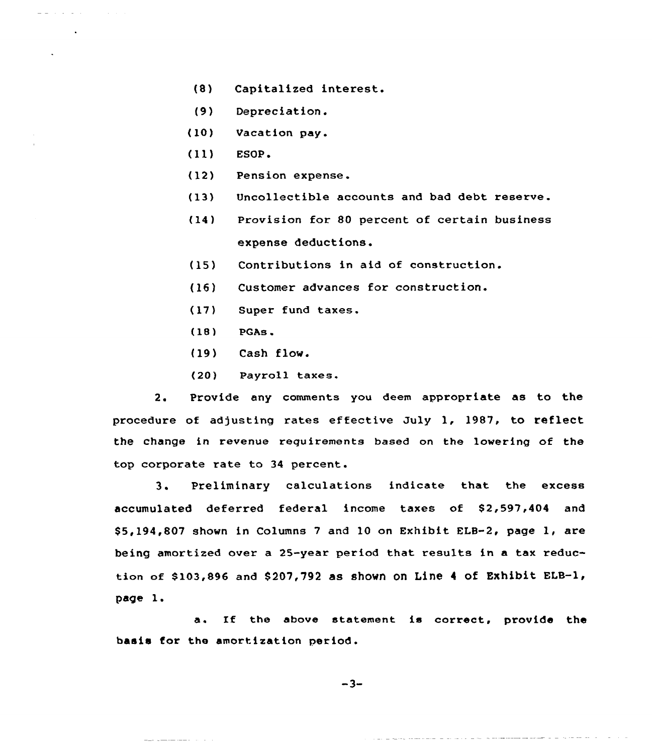(8) Capitalized interest.

(9) Depreciation.

(10) Vacation pay.

(11) ESOP.

(12) Pension expense.

(13) Uncollectible accounts and bad debt reserve.

(14) Provision for 80 percent of certain business expense deductions.

(15) Contributions in aid of construction.

(16) Customer advances for construction.

(17) Super fund taxes.

(18) PGAs.

(19) Cash flow.

(20) Payroll taxes.

2. Provide any comments you deem appropriate as to the procedure of adjusting rates effective July 1, 1987, to reflect the change in revenue requirements based on the lowering of the top corporate rate to 34 percent.

3. Preliminary calculations indicate that the excess accumulated deferred federal income taxes of $2,597,404 and $5,194,807 shown in Columns 7 and 10 on Exhibit ELB-2, page 1, are being amortized over a 25-year period that results in a tax reduction of $103,896 and $207,792 as shown on Line 4 of Exhibit ELB-1, page 1.

a. If the above statement is correct, provide the basis for the amortization period.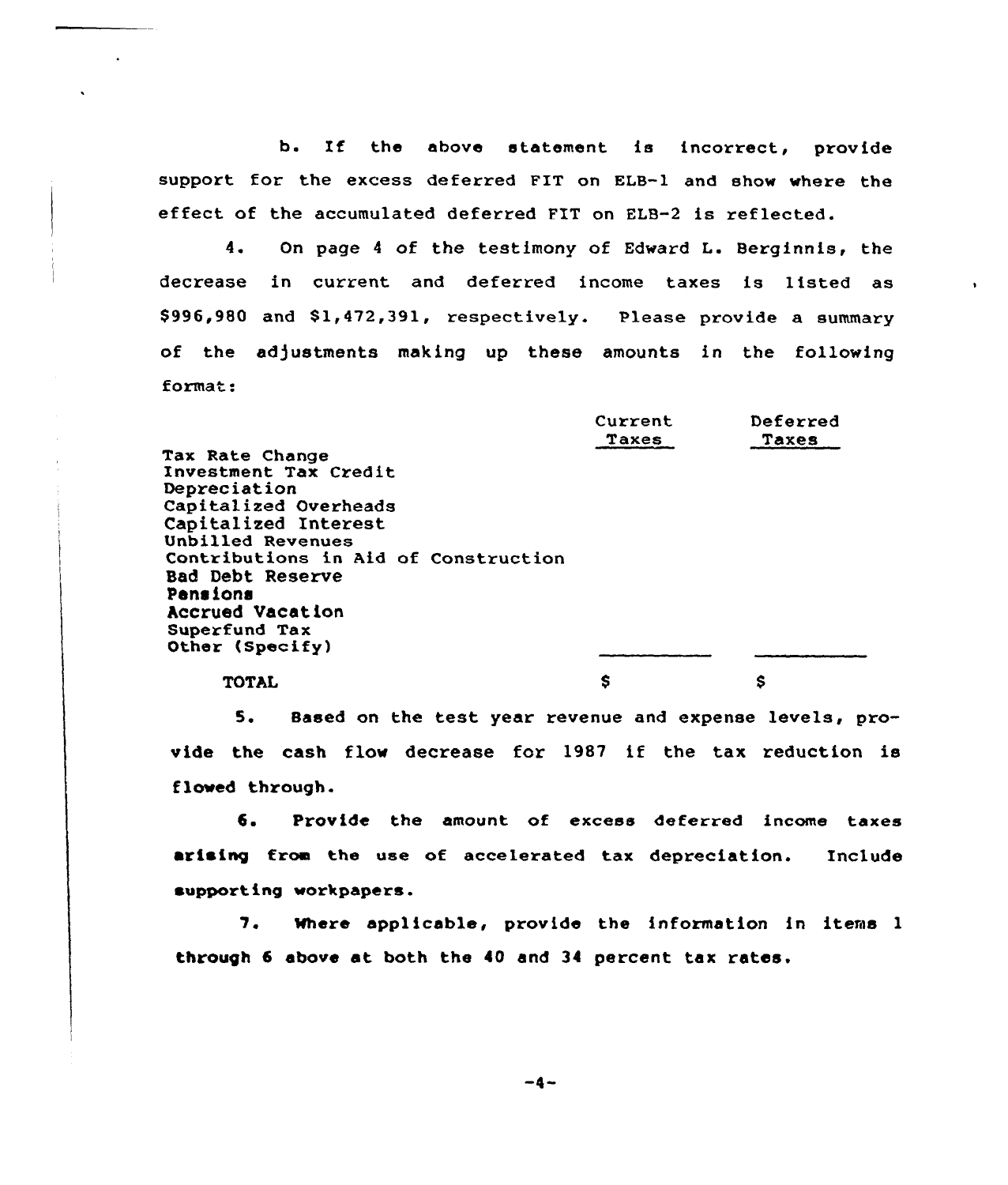b. If the above statement is incorrect, provide support for the excess deferred FIT on ELB-1 and show where the effect of the accumulated deferred FIT on ELB-2 is reflected.

4. On page 4 of the testimony of Edward L. Berginnis, the decrease in current and deferred income taxes is listed as $996,980 and $1,472,391, respectively. Please provide a summary of the adjustments making up these amounts in the following format:

| | Current Taxes | Deferred Taxes |
|---|---|---|
| Tax Rate Change | | |
| Investment Tax Credit | | |
| Depreciation | | |
| Capitalized Overheads | | |
| Capitalized Interest | | |
| Unbilled Revenues | | |
| Contributions in Aid of Construction | | |
| Bad Debt Reserve | | |
| Pensions | | |
| Accrued Vacation | | |
| Superfund Tax | | |
| Other (Specify) | | |
| TOTAL | $ | $ |

5. Based on the test year revenue and expense levels, provide the cash flow decrease for 1987 if the tax reduction is flowed through.

6. Provide the amount of excess deferred income taxes arising from the use of accelerated tax depreciation. Include supporting workpapers.

7. Where applicable, provide the information in items 1 through 6 above at both the 40 and 34 percent tax rates.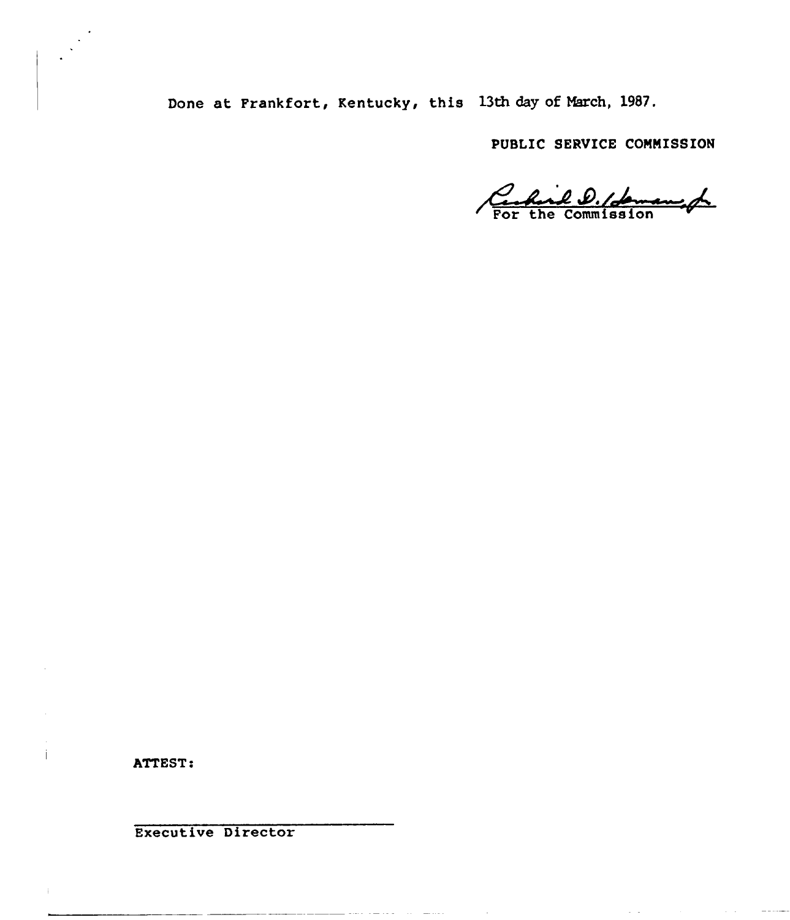Done at Frankfort, Kentucky, this 13th day of March, 1987.

PUBLIC SERVICE COMMISSION

For the Commission

ATTEST:

Executive Director